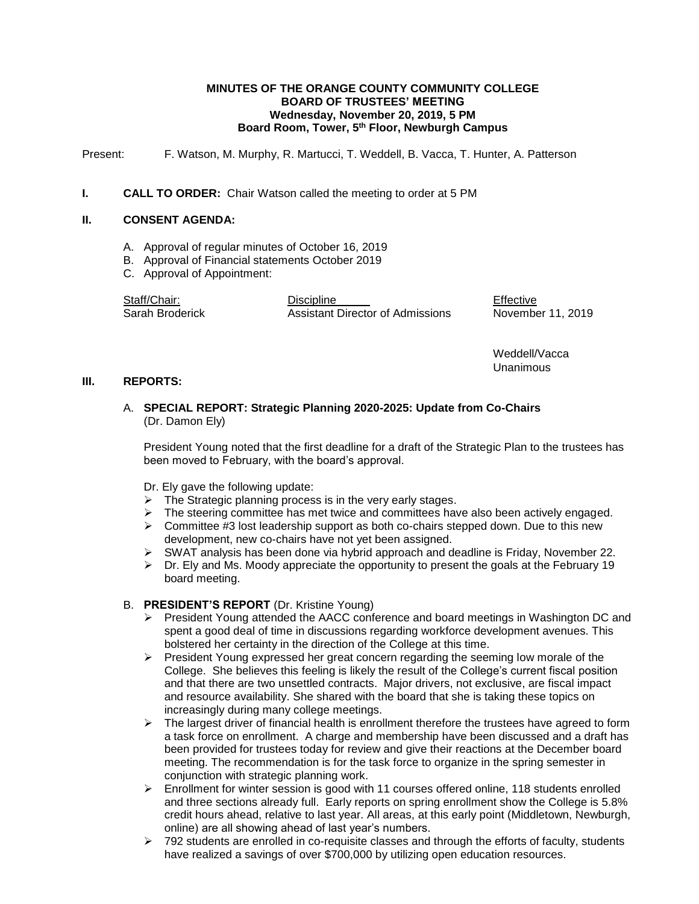**MINUTES OF THE ORANGE COUNTY COMMUNITY COLLEGE BOARD OF TRUSTEES' MEETING**
**Wednesday, November 20, 2019, 5 PM**
**Board Room, Tower, 5th Floor, Newburgh Campus**

Present: F. Watson, M. Murphy, R. Martucci, T. Weddell, B. Vacca, T. Hunter, A. Patterson

**I. CALL TO ORDER:** Chair Watson called the meeting to order at 5 PM

**II. CONSENT AGENDA:**

A. Approval of regular minutes of October 16, 2019
B. Approval of Financial statements October 2019
C. Approval of Appointment:

| Staff/Chair: | Discipline | Effective |
|---|---|---|
| Sarah Broderick | Assistant Director of Admissions | November 11, 2019 |

Weddell/Vacca
Unanimous

**III. REPORTS:**

A. **SPECIAL REPORT: Strategic Planning 2020-2025: Update from Co-Chairs** (Dr. Damon Ely)

President Young noted that the first deadline for a draft of the Strategic Plan to the trustees has been moved to February, with the board's approval.

Dr. Ely gave the following update:

- The Strategic planning process is in the very early stages.
- The steering committee has met twice and committees have also been actively engaged.
- Committee #3 lost leadership support as both co-chairs stepped down. Due to this new development, new co-chairs have not yet been assigned.
- SWAT analysis has been done via hybrid approach and deadline is Friday, November 22.
- Dr. Ely and Ms. Moody appreciate the opportunity to present the goals at the February 19 board meeting.

B. **PRESIDENT'S REPORT** (Dr. Kristine Young)

- President Young attended the AACC conference and board meetings in Washington DC and spent a good deal of time in discussions regarding workforce development avenues. This bolstered her certainty in the direction of the College at this time.
- President Young expressed her great concern regarding the seeming low morale of the College. She believes this feeling is likely the result of the College's current fiscal position and that there are two unsettled contracts. Major drivers, not exclusive, are fiscal impact and resource availability. She shared with the board that she is taking these topics on increasingly during many college meetings.
- The largest driver of financial health is enrollment therefore the trustees have agreed to form a task force on enrollment. A charge and membership have been discussed and a draft has been provided for trustees today for review and give their reactions at the December board meeting. The recommendation is for the task force to organize in the spring semester in conjunction with strategic planning work.
- Enrollment for winter session is good with 11 courses offered online, 118 students enrolled and three sections already full. Early reports on spring enrollment show the College is 5.8% credit hours ahead, relative to last year. All areas, at this early point (Middletown, Newburgh, online) are all showing ahead of last year's numbers.
- 792 students are enrolled in co-requisite classes and through the efforts of faculty, students have realized a savings of over $700,000 by utilizing open education resources.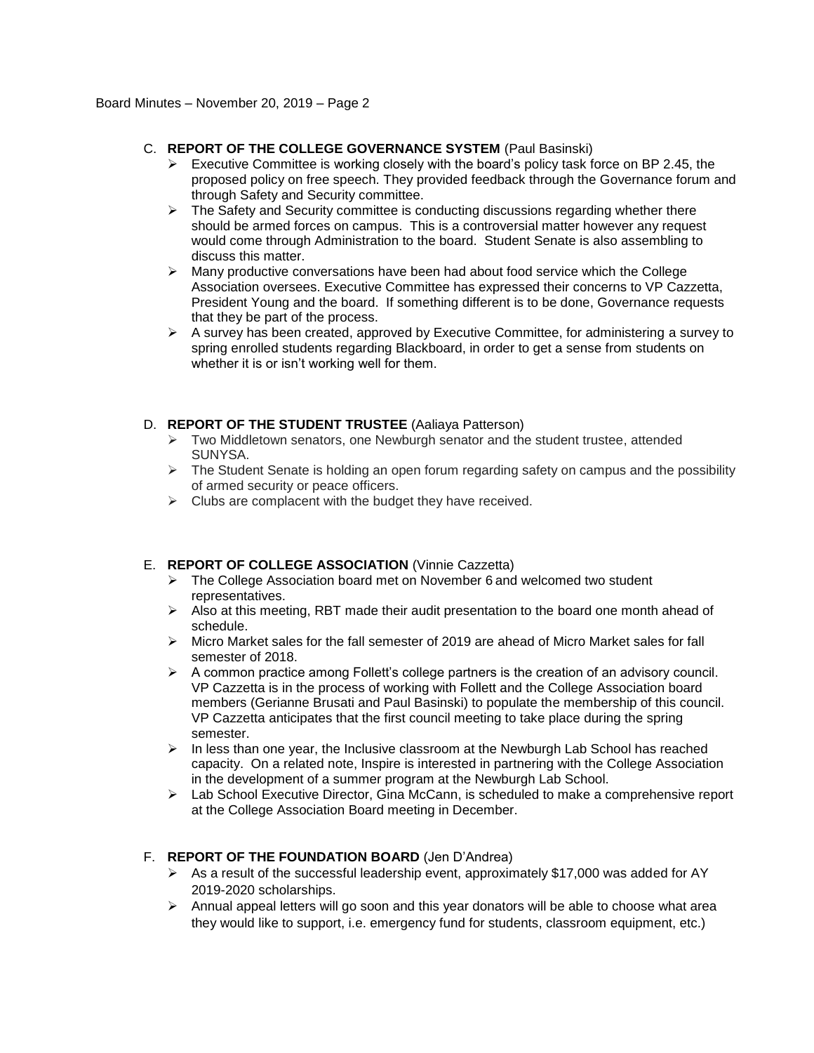C. **REPORT OF THE COLLEGE GOVERNANCE SYSTEM** (Paul Basinski)

- Executive Committee is working closely with the board's policy task force on BP 2.45, the proposed policy on free speech. They provided feedback through the Governance forum and through Safety and Security committee.
- The Safety and Security committee is conducting discussions regarding whether there should be armed forces on campus. This is a controversial matter however any request would come through Administration to the board. Student Senate is also assembling to discuss this matter.
- Many productive conversations have been had about food service which the College Association oversees. Executive Committee has expressed their concerns to VP Cazzetta, President Young and the board. If something different is to be done, Governance requests that they be part of the process.
- A survey has been created, approved by Executive Committee, for administering a survey to spring enrolled students regarding Blackboard, in order to get a sense from students on whether it is or isn't working well for them.

D. **REPORT OF THE STUDENT TRUSTEE** (Aaliaya Patterson)

- Two Middletown senators, one Newburgh senator and the student trustee, attended SUNYSA.
- The Student Senate is holding an open forum regarding safety on campus and the possibility of armed security or peace officers.
- Clubs are complacent with the budget they have received.

E. **REPORT OF COLLEGE ASSOCIATION** (Vinnie Cazzetta)

- The College Association board met on November 6 and welcomed two student representatives.
- Also at this meeting, RBT made their audit presentation to the board one month ahead of schedule.
- Micro Market sales for the fall semester of 2019 are ahead of Micro Market sales for fall semester of 2018.
- A common practice among Follett's college partners is the creation of an advisory council. VP Cazzetta is in the process of working with Follett and the College Association board members (Gerianne Brusati and Paul Basinski) to populate the membership of this council. VP Cazzetta anticipates that the first council meeting to take place during the spring semester.
- In less than one year, the Inclusive classroom at the Newburgh Lab School has reached capacity. On a related note, Inspire is interested in partnering with the College Association in the development of a summer program at the Newburgh Lab School.
- Lab School Executive Director, Gina McCann, is scheduled to make a comprehensive report at the College Association Board meeting in December.

F. **REPORT OF THE FOUNDATION BOARD** (Jen D'Andrea)

- As a result of the successful leadership event, approximately $17,000 was added for AY 2019-2020 scholarships.
- Annual appeal letters will go soon and this year donators will be able to choose what area they would like to support, i.e. emergency fund for students, classroom equipment, etc.)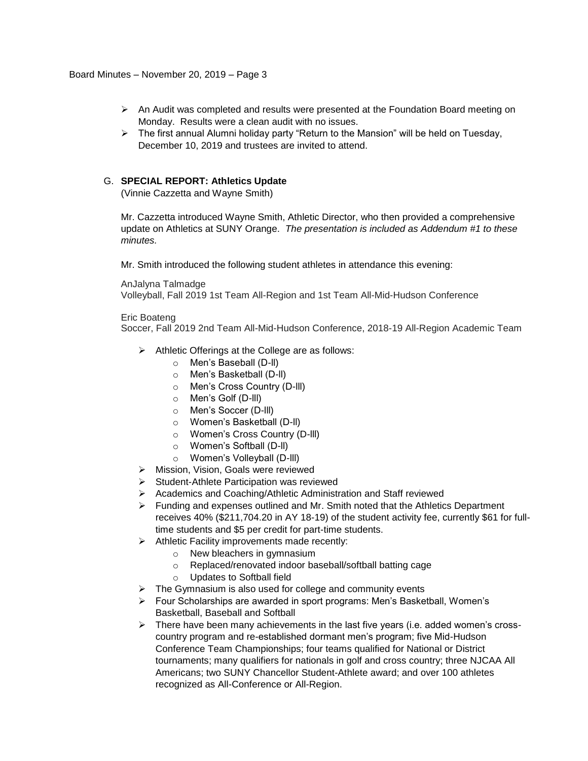- An Audit was completed and results were presented at the Foundation Board meeting on Monday. Results were a clean audit with no issues.
- The first annual Alumni holiday party "Return to the Mansion" will be held on Tuesday, December 10, 2019 and trustees are invited to attend.

G. **SPECIAL REPORT: Athletics Update**
(Vinnie Cazzetta and Wayne Smith)

Mr. Cazzetta introduced Wayne Smith, Athletic Director, who then provided a comprehensive update on Athletics at SUNY Orange. *The presentation is included as Addendum #1 to these minutes.*

Mr. Smith introduced the following student athletes in attendance this evening:

AnJalyna Talmadge
Volleyball, Fall 2019 1st Team All-Region and 1st Team All-Mid-Hudson Conference

Eric Boateng
Soccer, Fall 2019 2nd Team All-Mid-Hudson Conference, 2018-19 All-Region Academic Team

- Athletic Offerings at the College are as follows:
  - Men's Baseball (D-ll)
  - Men's Basketball (D-ll)
  - Men's Cross Country (D-lll)
  - Men's Golf (D-lll)
  - Men's Soccer (D-lll)
  - Women's Basketball (D-ll)
  - Women's Cross Country (D-lll)
  - Women's Softball (D-ll)
  - Women's Volleyball (D-lll)
- Mission, Vision, Goals were reviewed
- Student-Athlete Participation was reviewed
- Academics and Coaching/Athletic Administration and Staff reviewed
- Funding and expenses outlined and Mr. Smith noted that the Athletics Department receives 40% ($211,704.20 in AY 18-19) of the student activity fee, currently $61 for full-time students and $5 per credit for part-time students.
- Athletic Facility improvements made recently:
  - New bleachers in gymnasium
  - Replaced/renovated indoor baseball/softball batting cage
  - Updates to Softball field
- The Gymnasium is also used for college and community events
- Four Scholarships are awarded in sport programs: Men's Basketball, Women's Basketball, Baseball and Softball
- There have been many achievements in the last five years (i.e. added women's cross-country program and re-established dormant men's program; five Mid-Hudson Conference Team Championships; four teams qualified for National or District tournaments; many qualifiers for nationals in golf and cross country; three NJCAA All Americans; two SUNY Chancellor Student-Athlete award; and over 100 athletes recognized as All-Conference or All-Region.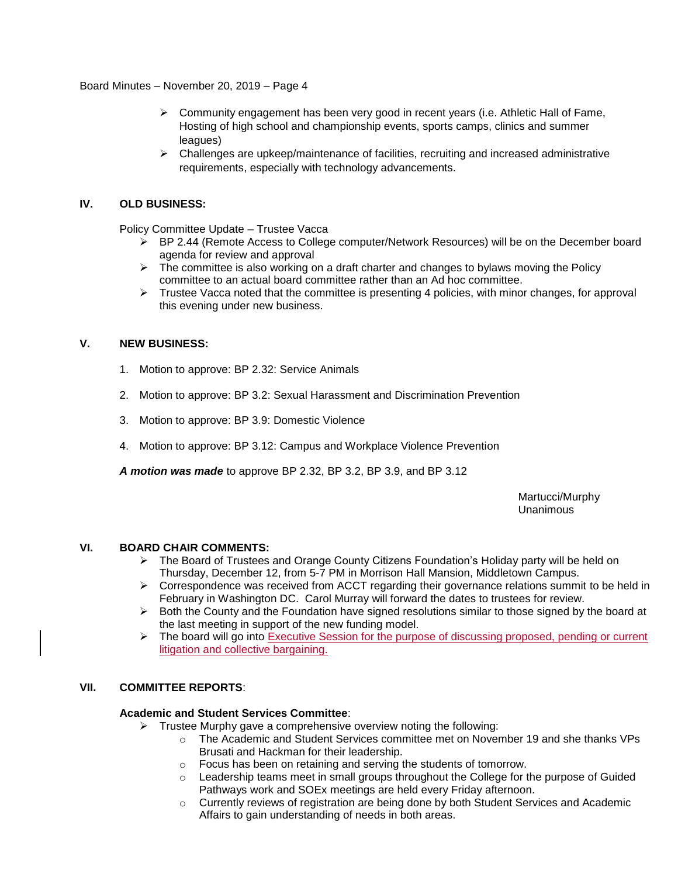- Community engagement has been very good in recent years (i.e. Athletic Hall of Fame, Hosting of high school and championship events, sports camps, clinics and summer leagues)
- Challenges are upkeep/maintenance of facilities, recruiting and increased administrative requirements, especially with technology advancements.

## IV. OLD BUSINESS:

Policy Committee Update – Trustee Vacca

- BP 2.44 (Remote Access to College computer/Network Resources) will be on the December board agenda for review and approval
- The committee is also working on a draft charter and changes to bylaws moving the Policy committee to an actual board committee rather than an Ad hoc committee.
- Trustee Vacca noted that the committee is presenting 4 policies, with minor changes, for approval this evening under new business.

## V. NEW BUSINESS:

1. Motion to approve: BP 2.32: Service Animals
2. Motion to approve: BP 3.2: Sexual Harassment and Discrimination Prevention
3. Motion to approve: BP 3.9: Domestic Violence
4. Motion to approve: BP 3.12: Campus and Workplace Violence Prevention

***A motion was made*** to approve BP 2.32, BP 3.2, BP 3.9, and BP 3.12

Martucci/Murphy
Unanimous

## VI. BOARD CHAIR COMMENTS:

- The Board of Trustees and Orange County Citizens Foundation's Holiday party will be held on Thursday, December 12, from 5-7 PM in Morrison Hall Mansion, Middletown Campus.
- Correspondence was received from ACCT regarding their governance relations summit to be held in February in Washington DC. Carol Murray will forward the dates to trustees for review.
- Both the County and the Foundation have signed resolutions similar to those signed by the board at the last meeting in support of the new funding model.
- The board will go into Executive Session for the purpose of discussing proposed, pending or current litigation and collective bargaining.

## VII. COMMITTEE REPORTS:

**Academic and Student Services Committee**:

- Trustee Murphy gave a comprehensive overview noting the following:
  - The Academic and Student Services committee met on November 19 and she thanks VPs Brusati and Hackman for their leadership.
  - Focus has been on retaining and serving the students of tomorrow.
  - Leadership teams meet in small groups throughout the College for the purpose of Guided Pathways work and SOEx meetings are held every Friday afternoon.
  - Currently reviews of registration are being done by both Student Services and Academic Affairs to gain understanding of needs in both areas.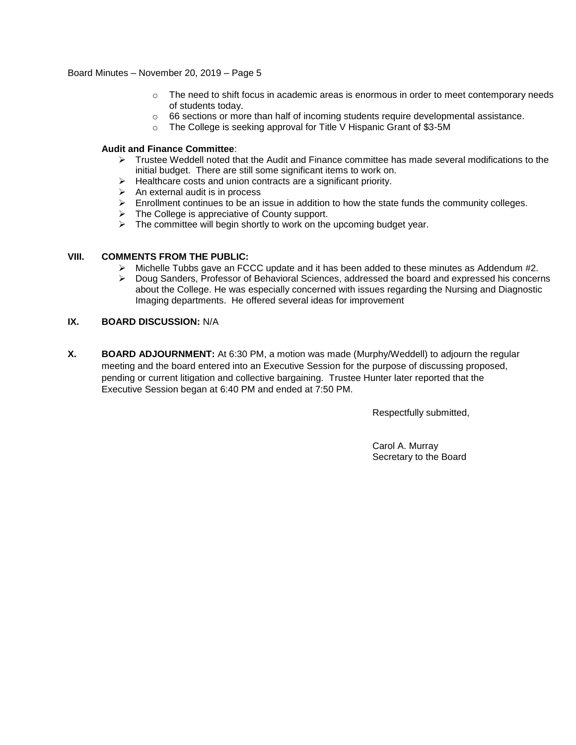- The need to shift focus in academic areas is enormous in order to meet contemporary needs of students today.
- 66 sections or more than half of incoming students require developmental assistance.
- The College is seeking approval for Title V Hispanic Grant of $3-5M

**Audit and Finance Committee**:

- Trustee Weddell noted that the Audit and Finance committee has made several modifications to the initial budget. There are still some significant items to work on.
- Healthcare costs and union contracts are a significant priority.
- An external audit is in process
- Enrollment continues to be an issue in addition to how the state funds the community colleges.
- The College is appreciative of County support.
- The committee will begin shortly to work on the upcoming budget year.

**VIII. COMMENTS FROM THE PUBLIC:**

- Michelle Tubbs gave an FCCC update and it has been added to these minutes as Addendum #2.
- Doug Sanders, Professor of Behavioral Sciences, addressed the board and expressed his concerns about the College. He was especially concerned with issues regarding the Nursing and Diagnostic Imaging departments. He offered several ideas for improvement

**IX. BOARD DISCUSSION:** N/A

**X. BOARD ADJOURNMENT:** At 6:30 PM, a motion was made (Murphy/Weddell) to adjourn the regular meeting and the board entered into an Executive Session for the purpose of discussing proposed, pending or current litigation and collective bargaining. Trustee Hunter later reported that the Executive Session began at 6:40 PM and ended at 7:50 PM.

Respectfully submitted,

Carol A. Murray
Secretary to the Board